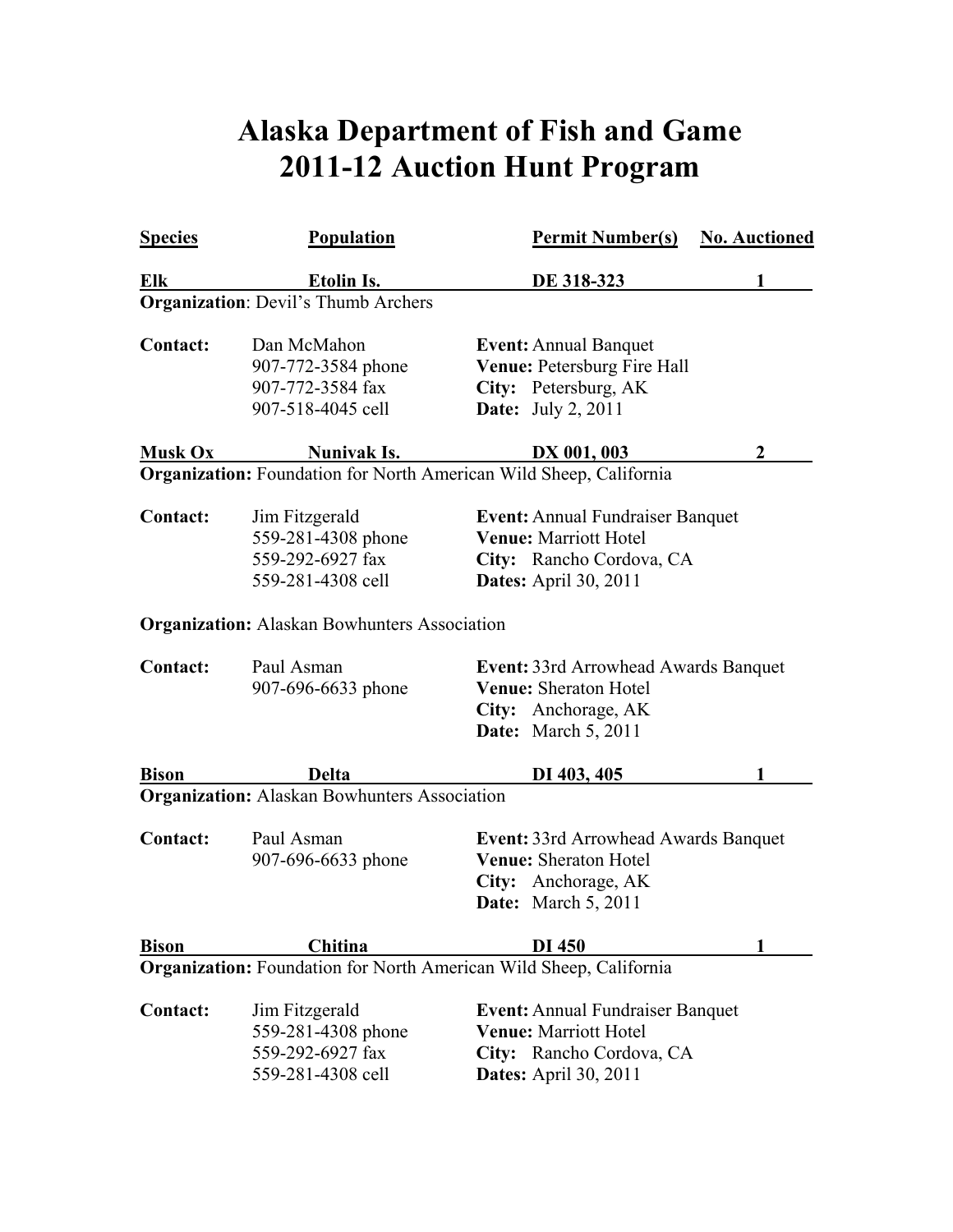# Alaska Department of Fish and Game
# 2011-12 Auction Hunt Program

| Species | Population | Permit Number(s) | No. Auctioned |
|---|---|---|---|
| **Elk** | **Etolin Is.** | **DE 318-323** | **1** |

**Organization**: Devil's Thumb Archers

**Contact:** Dan McMahon
907-772-3584 phone
907-772-3584 fax
907-518-4045 cell

**Event:** Annual Banquet
**Venue:** Petersburg Fire Hall
**City:** Petersburg, AK
**Date:** July 2, 2011

| Species | Population | Permit Number(s) | No. Auctioned |
|---|---|---|---|
| **Musk Ox** | **Nunivak Is.** | **DX 001, 003** | **2** |

**Organization:** Foundation for North American Wild Sheep, California

**Contact:** Jim Fitzgerald
559-281-4308 phone
559-292-6927 fax
559-281-4308 cell

**Event:** Annual Fundraiser Banquet
**Venue:** Marriott Hotel
**City:** Rancho Cordova, CA
**Dates:** April 30, 2011

**Organization:** Alaskan Bowhunters Association

**Contact:** Paul Asman
907-696-6633 phone

**Event:** 33rd Arrowhead Awards Banquet
**Venue:** Sheraton Hotel
**City:** Anchorage, AK
**Date:** March 5, 2011

| Species | Population | Permit Number(s) | No. Auctioned |
|---|---|---|---|
| **Bison** | **Delta** | **DI 403, 405** | **1** |

**Organization:** Alaskan Bowhunters Association

**Contact:** Paul Asman
907-696-6633 phone

**Event:** 33rd Arrowhead Awards Banquet
**Venue:** Sheraton Hotel
**City:** Anchorage, AK
**Date:** March 5, 2011

| Species | Population | Permit Number(s) | No. Auctioned |
|---|---|---|---|
| **Bison** | **Chitina** | **DI 450** | **1** |

**Organization:** Foundation for North American Wild Sheep, California

**Contact:** Jim Fitzgerald
559-281-4308 phone
559-292-6927 fax
559-281-4308 cell

**Event:** Annual Fundraiser Banquet
**Venue:** Marriott Hotel
**City:** Rancho Cordova, CA
**Dates:** April 30, 2011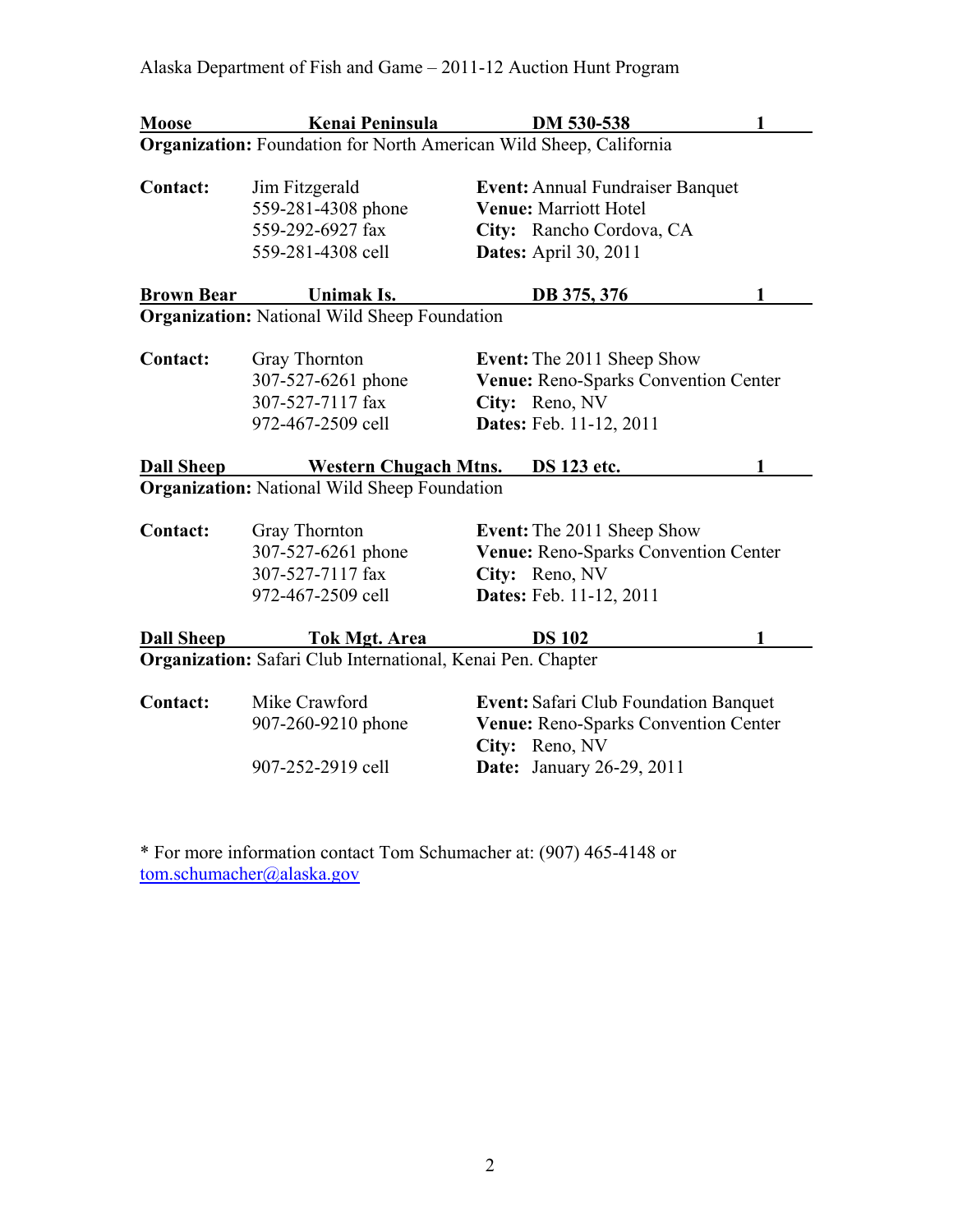**Moose** **Kenai Peninsula** **DM 530-538** **1**

**Organization:** Foundation for North American Wild Sheep, California

| | | | |
|---|---|---|---|
| **Contact:** | Jim Fitzgerald | **Event:** | Annual Fundraiser Banquet |
| | 559-281-4308 phone | **Venue:** | Marriott Hotel |
| | 559-292-6927 fax | **City:** | Rancho Cordova, CA |
| | 559-281-4308 cell | **Dates:** | April 30, 2011 |

**Brown Bear** **Unimak Is.** **DB 375, 376** **1**

**Organization:** National Wild Sheep Foundation

| | | | |
|---|---|---|---|
| **Contact:** | Gray Thornton | **Event:** | The 2011 Sheep Show |
| | 307-527-6261 phone | **Venue:** | Reno-Sparks Convention Center |
| | 307-527-7117 fax | **City:** | Reno, NV |
| | 972-467-2509 cell | **Dates:** | Feb. 11-12, 2011 |

**Dall Sheep** **Western Chugach Mtns.** **DS 123 etc.** **1**

**Organization:** National Wild Sheep Foundation

| | | | |
|---|---|---|---|
| **Contact:** | Gray Thornton | **Event:** | The 2011 Sheep Show |
| | 307-527-6261 phone | **Venue:** | Reno-Sparks Convention Center |
| | 307-527-7117 fax | **City:** | Reno, NV |
| | 972-467-2509 cell | **Dates:** | Feb. 11-12, 2011 |

**Dall Sheep** **Tok Mgt. Area** **DS 102** **1**

**Organization:** Safari Club International, Kenai Pen. Chapter

| | | | |
|---|---|---|---|
| **Contact:** | Mike Crawford | **Event:** | Safari Club Foundation Banquet |
| | 907-260-9210 phone | **Venue:** | Reno-Sparks Convention Center |
| | | **City:** | Reno, NV |
| | 907-252-2919 cell | **Date:** | January 26-29, 2011 |

* For more information contact Tom Schumacher at: (907) 465-4148 or tom.schumacher@alaska.gov